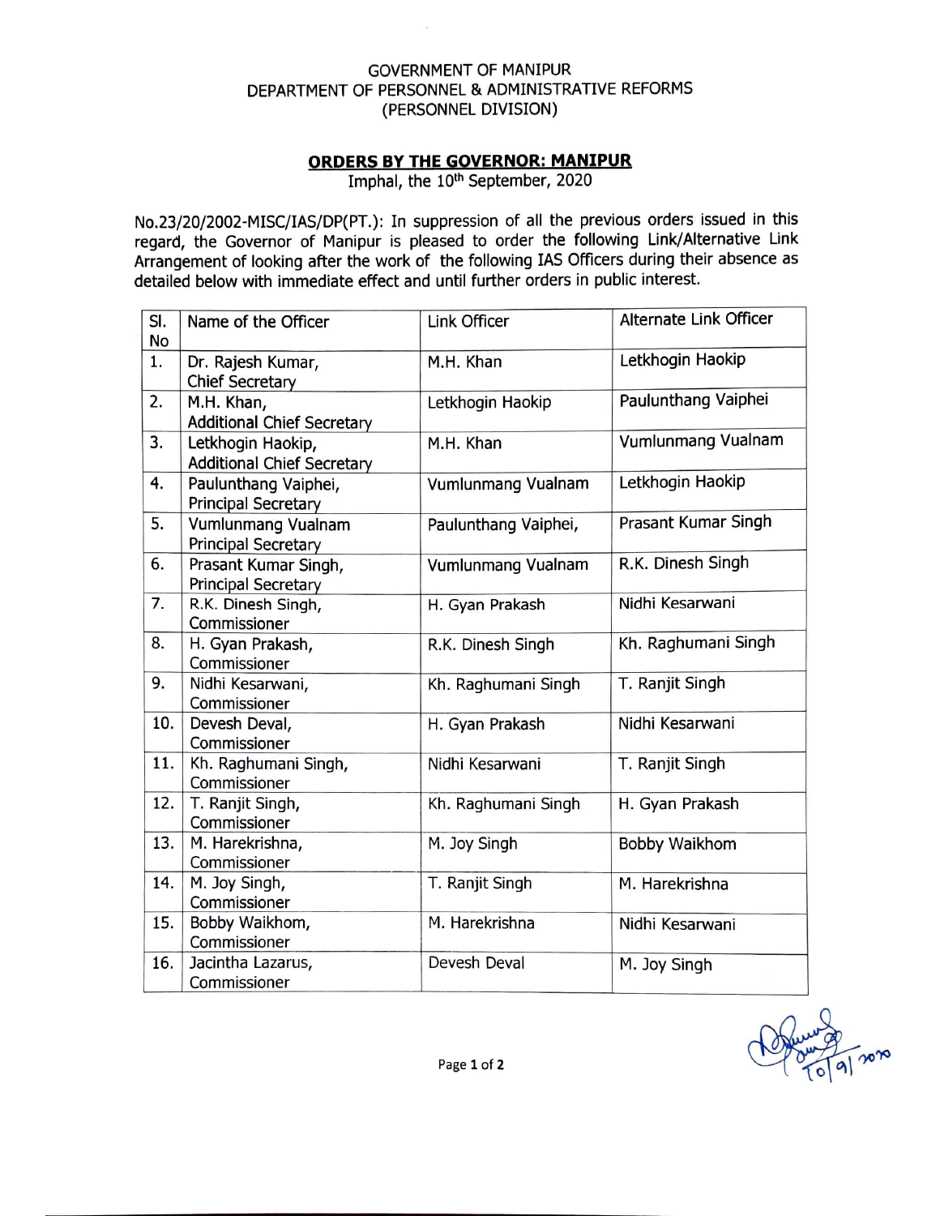GOVERNMENT OF MANIPUR
DEPARTMENT OF PERSONNEL & ADMINISTRATIVE REFORMS
(PERSONNEL DIVISION)

## ORDERS BY THE GOVERNOR: MANIPUR

Imphal, the 10th September, 2020

No.23/20/2002-MISC/IAS/DP(PT.): In suppression of all the previous orders issued in this regard, the Governor of Manipur is pleased to order the following Link/Alternative Link Arrangement of looking after the work of the following IAS Officers during their absence as detailed below with immediate effect and until further orders in public interest.

| Sl. No | Name of the Officer | Link Officer | Alternate Link Officer |
|---|---|---|---|
| 1. | Dr. Rajesh Kumar, Chief Secretary | M.H. Khan | Letkhogin Haokip |
| 2. | M.H. Khan, Additional Chief Secretary | Letkhogin Haokip | Paulunthang Vaiphei |
| 3. | Letkhogin Haokip, Additional Chief Secretary | M.H. Khan | Vumlunmang Vualnam |
| 4. | Paulunthang Vaiphei, Principal Secretary | Vumlunmang Vualnam | Letkhogin Haokip |
| 5. | Vumlunmang Vualnam Principal Secretary | Paulunthang Vaiphei, | Prasant Kumar Singh |
| 6. | Prasant Kumar Singh, Principal Secretary | Vumlunmang Vualnam | R.K. Dinesh Singh |
| 7. | R.K. Dinesh Singh, Commissioner | H. Gyan Prakash | Nidhi Kesarwani |
| 8. | H. Gyan Prakash, Commissioner | R.K. Dinesh Singh | Kh. Raghumani Singh |
| 9. | Nidhi Kesarwani, Commissioner | Kh. Raghumani Singh | T. Ranjit Singh |
| 10. | Devesh Deval, Commissioner | H. Gyan Prakash | Nidhi Kesarwani |
| 11. | Kh. Raghumani Singh, Commissioner | Nidhi Kesarwani | T. Ranjit Singh |
| 12. | T. Ranjit Singh, Commissioner | Kh. Raghumani Singh | H. Gyan Prakash |
| 13. | M. Harekrishna, Commissioner | M. Joy Singh | Bobby Waikhom |
| 14. | M. Joy Singh, Commissioner | T. Ranjit Singh | M. Harekrishna |
| 15. | Bobby Waikhom, Commissioner | M. Harekrishna | Nidhi Kesarwani |
| 16. | Jacintha Lazarus, Commissioner | Devesh Deval | M. Joy Singh |

10/9/2020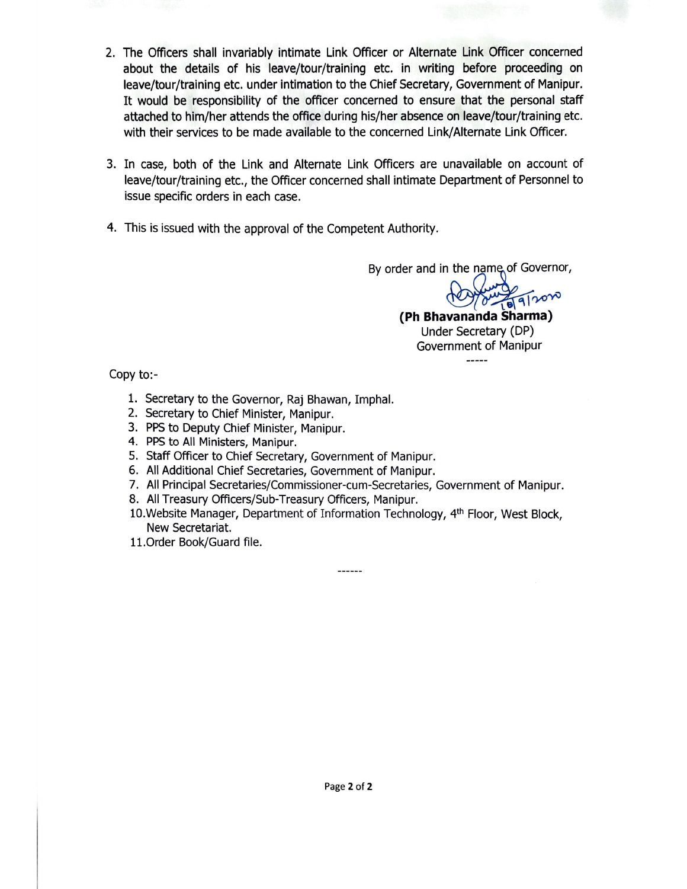2. The Officers shall invariably intimate Link Officer or Alternate Link Officer concerned about the details of his leave/tour/training etc. in writing before proceeding on leave/tour/training etc. under intimation to the Chief Secretary, Government of Manipur. It would be responsibility of the officer concerned to ensure that the personal staff attached to him/her attends the office during his/her absence on leave/tour/training etc. with their services to be made available to the concerned Link/Alternate Link Officer.

3. In case, both of the Link and Alternate Link Officers are unavailable on account of leave/tour/training etc., the Officer concerned shall intimate Department of Personnel to issue specific orders in each case.

4. This is issued with the approval of the Competent Authority.

By order and in the name of Governor,

18/9/2020

**(Ph Bhavananda Sharma)**
Under Secretary (DP)
Government of Manipur

-----

Copy to:-

1. Secretary to the Governor, Raj Bhawan, Imphal.
2. Secretary to Chief Minister, Manipur.
3. PPS to Deputy Chief Minister, Manipur.
4. PPS to All Ministers, Manipur.
5. Staff Officer to Chief Secretary, Government of Manipur.
6. All Additional Chief Secretaries, Government of Manipur.
7. All Principal Secretaries/Commissioner-cum-Secretaries, Government of Manipur.
8. All Treasury Officers/Sub-Treasury Officers, Manipur.

10. Website Manager, Department of Information Technology, 4th Floor, West Block, New Secretariat.
11. Order Book/Guard file.

------